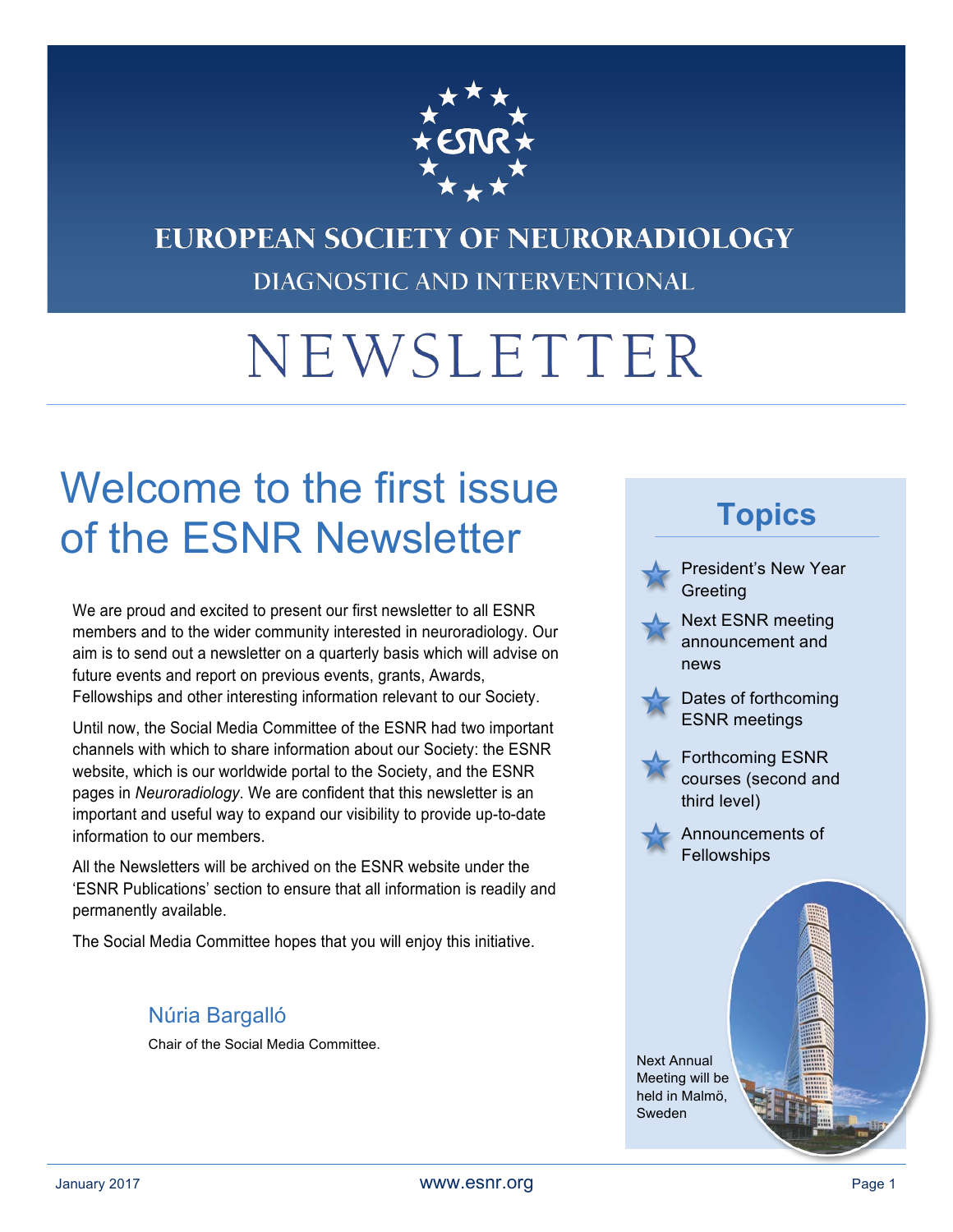# EUROPEAN SOCIETY OF NEURORADIOLOGY

DIAGNOSTIC AND INTERVENTIONAL

# NEWSLETTER

## Welcome to the first issue of the ESNR Newsletter

We are proud and excited to present our first newsletter to all ESNR members and to the wider community interested in neuroradiology. Our aim is to send out a newsletter on a quarterly basis which will advise on future events and report on previous events, grants, Awards, Fellowships and other interesting information relevant to our Society.

Until now, the Social Media Committee of the ESNR had two important channels with which to share information about our Society: the ESNR website, which is our worldwide portal to the Society, and the ESNR pages in *Neuroradiology*. We are confident that this newsletter is an important and useful way to expand our visibility to provide up-to-date information to our members.

All the Newsletters will be archived on the ESNR website under the 'ESNR Publications' section to ensure that all information is readily and permanently available.

The Social Media Committee hopes that you will enjoy this initiative.

Núria Bargalló

Chair of the Social Media Committee.

## Topics

- President's New Year Greeting
- Next ESNR meeting announcement and news
- Dates of forthcoming ESNR meetings
- Forthcoming ESNR courses (second and third level)
- Announcements of Fellowships

Next Annual Meeting will be held in Malmö, Sweden

January 2017

www.esnr.org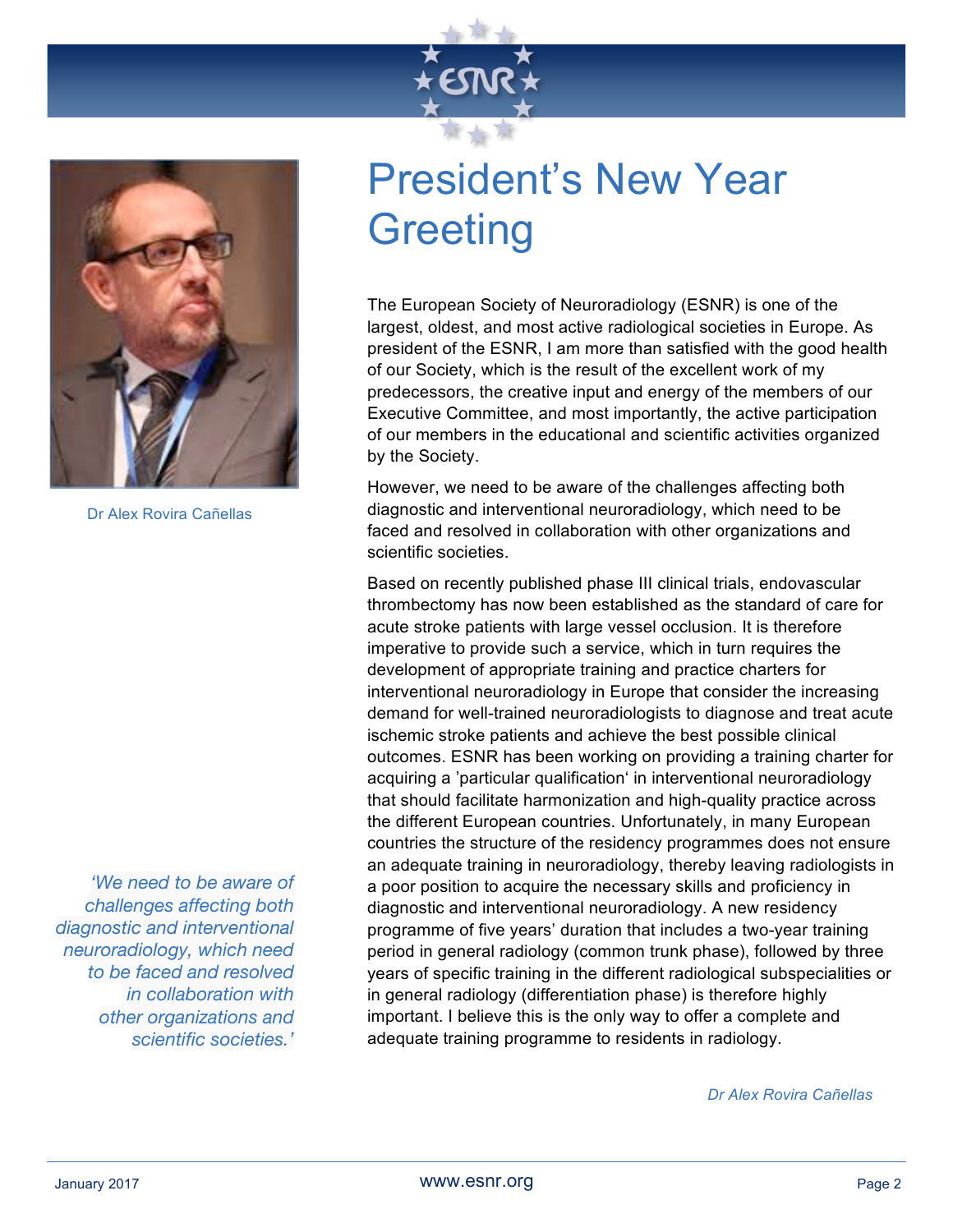# President's New Year Greeting

Dr Alex Rovira Cañellas

The European Society of Neuroradiology (ESNR) is one of the largest, oldest, and most active radiological societies in Europe. As president of the ESNR, I am more than satisfied with the good health of our Society, which is the result of the excellent work of my predecessors, the creative input and energy of the members of our Executive Committee, and most importantly, the active participation of our members in the educational and scientific activities organized by the Society.

However, we need to be aware of the challenges affecting both diagnostic and interventional neuroradiology, which need to be faced and resolved in collaboration with other organizations and scientific societies.

*'We need to be aware of challenges affecting both diagnostic and interventional neuroradiology, which need to be faced and resolved in collaboration with other organizations and scientific societies.'*

Based on recently published phase III clinical trials, endovascular thrombectomy has now been established as the standard of care for acute stroke patients with large vessel occlusion. It is therefore imperative to provide such a service, which in turn requires the development of appropriate training and practice charters for interventional neuroradiology in Europe that consider the increasing demand for well-trained neuroradiologists to diagnose and treat acute ischemic stroke patients and achieve the best possible clinical outcomes. ESNR has been working on providing a training charter for acquiring a 'particular qualification' in interventional neuroradiology that should facilitate harmonization and high-quality practice across the different European countries. Unfortunately, in many European countries the structure of the residency programmes does not ensure an adequate training in neuroradiology, thereby leaving radiologists in a poor position to acquire the necessary skills and proficiency in diagnostic and interventional neuroradiology. A new residency programme of five years' duration that includes a two-year training period in general radiology (common trunk phase), followed by three years of specific training in the different radiological subspecialities or in general radiology (differentiation phase) is therefore highly important. I believe this is the only way to offer a complete and adequate training programme to residents in radiology.

*Dr Alex Rovira Cañellas*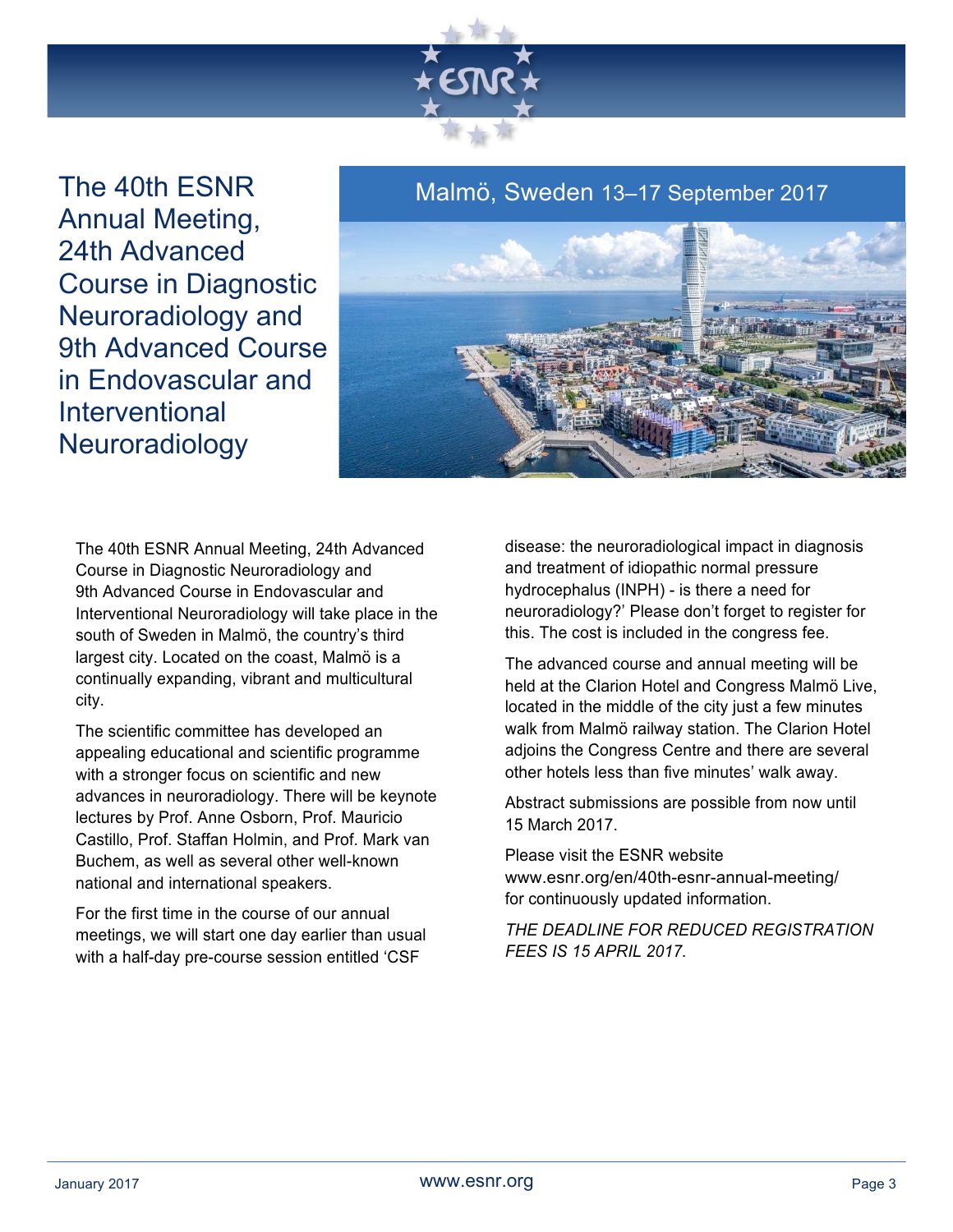# The 40th ESNR Annual Meeting, 24th Advanced Course in Diagnostic Neuroradiology and 9th Advanced Course in Endovascular and Interventional Neuroradiology

## Malmö, Sweden 13–17 September 2017

The 40th ESNR Annual Meeting, 24th Advanced Course in Diagnostic Neuroradiology and 9th Advanced Course in Endovascular and Interventional Neuroradiology will take place in the south of Sweden in Malmö, the country's third largest city. Located on the coast, Malmö is a continually expanding, vibrant and multicultural city.

The scientific committee has developed an appealing educational and scientific programme with a stronger focus on scientific and new advances in neuroradiology. There will be keynote lectures by Prof. Anne Osborn, Prof. Mauricio Castillo, Prof. Staffan Holmin, and Prof. Mark van Buchem, as well as several other well-known national and international speakers.

For the first time in the course of our annual meetings, we will start one day earlier than usual with a half-day pre-course session entitled 'CSF disease: the neuroradiological impact in diagnosis and treatment of idiopathic normal pressure hydrocephalus (INPH) - is there a need for neuroradiology?' Please don't forget to register for this. The cost is included in the congress fee.

The advanced course and annual meeting will be held at the Clarion Hotel and Congress Malmö Live, located in the middle of the city just a few minutes walk from Malmö railway station. The Clarion Hotel adjoins the Congress Centre and there are several other hotels less than five minutes' walk away.

Abstract submissions are possible from now until 15 March 2017.

Please visit the ESNR website www.esnr.org/en/40th-esnr-annual-meeting/ for continuously updated information.

*THE DEADLINE FOR REDUCED REGISTRATION FEES IS 15 APRIL 2017.*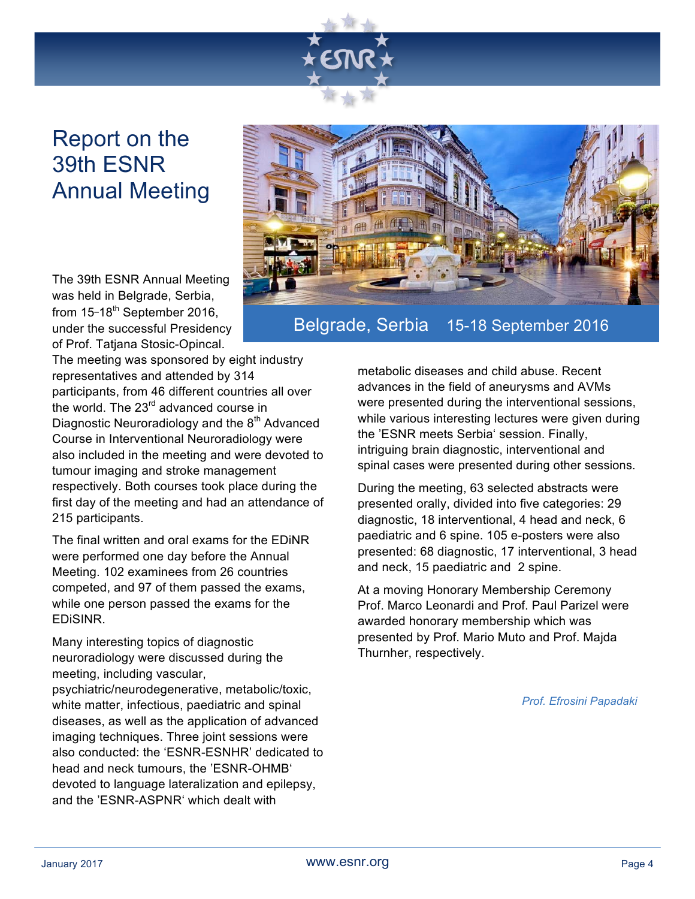# Report on the 39th ESNR Annual Meeting

Belgrade, Serbia 15-18 September 2016

The 39th ESNR Annual Meeting was held in Belgrade, Serbia, from 15–18th September 2016, under the successful Presidency of Prof. Tatjana Stosic-Opincal. The meeting was sponsored by eight industry representatives and attended by 314 participants, from 46 different countries all over the world. The 23rd advanced course in Diagnostic Neuroradiology and the 8th Advanced Course in Interventional Neuroradiology were also included in the meeting and were devoted to tumour imaging and stroke management respectively. Both courses took place during the first day of the meeting and had an attendance of 215 participants.

The final written and oral exams for the EDiNR were performed one day before the Annual Meeting. 102 examinees from 26 countries competed, and 97 of them passed the exams, while one person passed the exams for the EDiSINR.

Many interesting topics of diagnostic neuroradiology were discussed during the meeting, including vascular, psychiatric/neurodegenerative, metabolic/toxic, white matter, infectious, paediatric and spinal diseases, as well as the application of advanced imaging techniques. Three joint sessions were also conducted: the 'ESNR-ESNHR' dedicated to head and neck tumours, the 'ESNR-OHMB' devoted to language lateralization and epilepsy, and the 'ESNR-ASPNR' which dealt with metabolic diseases and child abuse. Recent advances in the field of aneurysms and AVMs were presented during the interventional sessions, while various interesting lectures were given during the 'ESNR meets Serbia' session. Finally, intriguing brain diagnostic, interventional and spinal cases were presented during other sessions.

During the meeting, 63 selected abstracts were presented orally, divided into five categories: 29 diagnostic, 18 interventional, 4 head and neck, 6 paediatric and 6 spine. 105 e-posters were also presented: 68 diagnostic, 17 interventional, 3 head and neck, 15 paediatric and 2 spine.

At a moving Honorary Membership Ceremony Prof. Marco Leonardi and Prof. Paul Parizel were awarded honorary membership which was presented by Prof. Mario Muto and Prof. Majda Thurnher, respectively.

*Prof. Efrosini Papadaki*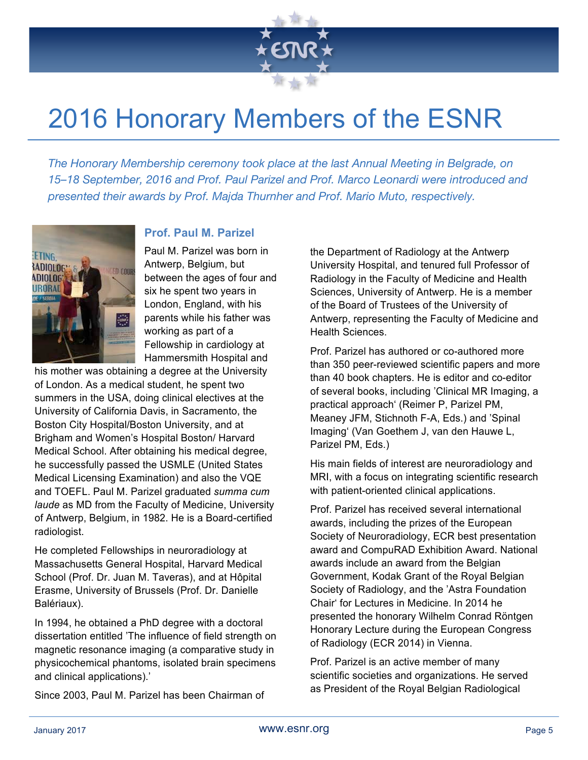# 2016 Honorary Members of the ESNR

*The Honorary Membership ceremony took place at the last Annual Meeting in Belgrade, on 15–18 September, 2016 and Prof. Paul Parizel and Prof. Marco Leonardi were introduced and presented their awards by Prof. Majda Thurnher and Prof. Mario Muto, respectively.*

### Prof. Paul M. Parizel

Paul M. Parizel was born in Antwerp, Belgium, but between the ages of four and six he spent two years in London, England, with his parents while his father was working as part of a Fellowship in cardiology at Hammersmith Hospital and his mother was obtaining a degree at the University of London. As a medical student, he spent two summers in the USA, doing clinical electives at the University of California Davis, in Sacramento, the Boston City Hospital/Boston University, and at Brigham and Women's Hospital Boston/ Harvard Medical School. After obtaining his medical degree, he successfully passed the USMLE (United States Medical Licensing Examination) and also the VQE and TOEFL. Paul M. Parizel graduated *summa cum laude* as MD from the Faculty of Medicine, University of Antwerp, Belgium, in 1982. He is a Board-certified radiologist.

He completed Fellowships in neuroradiology at Massachusetts General Hospital, Harvard Medical School (Prof. Dr. Juan M. Taveras), and at Hôpital Erasme, University of Brussels (Prof. Dr. Danielle Balériaux).

In 1994, he obtained a PhD degree with a doctoral dissertation entitled 'The influence of field strength on magnetic resonance imaging (a comparative study in physicochemical phantoms, isolated brain specimens and clinical applications).'

Since 2003, Paul M. Parizel has been Chairman of the Department of Radiology at the Antwerp University Hospital, and tenured full Professor of Radiology in the Faculty of Medicine and Health Sciences, University of Antwerp. He is a member of the Board of Trustees of the University of Antwerp, representing the Faculty of Medicine and Health Sciences.

Prof. Parizel has authored or co-authored more than 350 peer-reviewed scientific papers and more than 40 book chapters. He is editor and co-editor of several books, including 'Clinical MR Imaging, a practical approach' (Reimer P, Parizel PM, Meaney JFM, Stichnoth F-A, Eds.) and 'Spinal Imaging' (Van Goethem J, van den Hauwe L, Parizel PM, Eds.)

His main fields of interest are neuroradiology and MRI, with a focus on integrating scientific research with patient-oriented clinical applications.

Prof. Parizel has received several international awards, including the prizes of the European Society of Neuroradiology, ECR best presentation award and CompuRAD Exhibition Award. National awards include an award from the Belgian Government, Kodak Grant of the Royal Belgian Society of Radiology, and the 'Astra Foundation Chair' for Lectures in Medicine. In 2014 he presented the honorary Wilhelm Conrad Röntgen Honorary Lecture during the European Congress of Radiology (ECR 2014) in Vienna.

Prof. Parizel is an active member of many scientific societies and organizations. He served as President of the Royal Belgian Radiological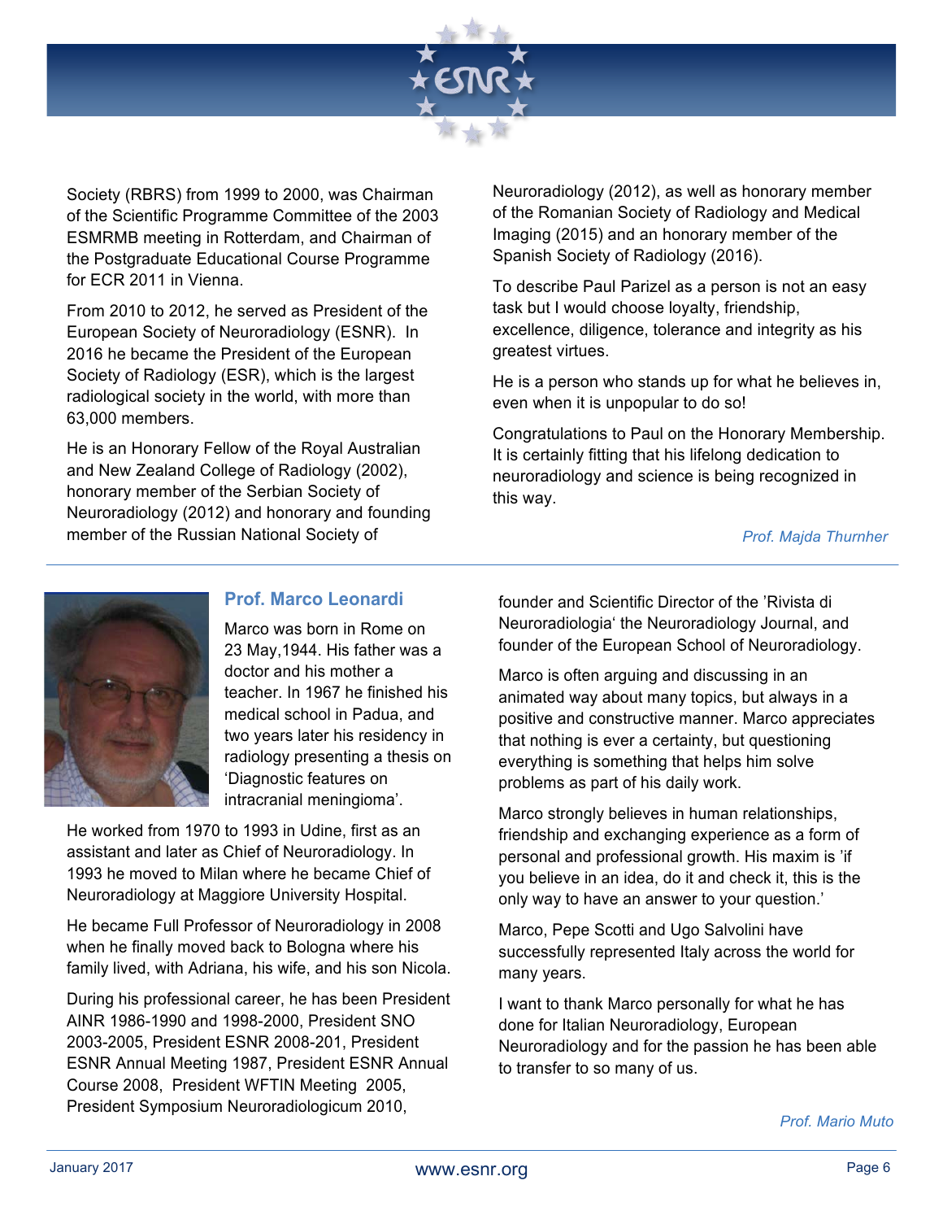Society (RBRS) from 1999 to 2000, was Chairman of the Scientific Programme Committee of the 2003 ESMRMB meeting in Rotterdam, and Chairman of the Postgraduate Educational Course Programme for ECR 2011 in Vienna.

From 2010 to 2012, he served as President of the European Society of Neuroradiology (ESNR). In 2016 he became the President of the European Society of Radiology (ESR), which is the largest radiological society in the world, with more than 63,000 members.

He is an Honorary Fellow of the Royal Australian and New Zealand College of Radiology (2002), honorary member of the Serbian Society of Neuroradiology (2012) and honorary and founding member of the Russian National Society of Neuroradiology (2012), as well as honorary member of the Romanian Society of Radiology and Medical Imaging (2015) and an honorary member of the Spanish Society of Radiology (2016).

To describe Paul Parizel as a person is not an easy task but I would choose loyalty, friendship, excellence, diligence, tolerance and integrity as his greatest virtues.

He is a person who stands up for what he believes in, even when it is unpopular to do so!

Congratulations to Paul on the Honorary Membership. It is certainly fitting that his lifelong dedication to neuroradiology and science is being recognized in this way.

*Prof. Majda Thurnher*

---

## Prof. Marco Leonardi

Marco was born in Rome on 23 May,1944. His father was a doctor and his mother a teacher. In 1967 he finished his medical school in Padua, and two years later his residency in radiology presenting a thesis on 'Diagnostic features on intracranial meningioma'.

He worked from 1970 to 1993 in Udine, first as an assistant and later as Chief of Neuroradiology. In 1993 he moved to Milan where he became Chief of Neuroradiology at Maggiore University Hospital.

He became Full Professor of Neuroradiology in 2008 when he finally moved back to Bologna where his family lived, with Adriana, his wife, and his son Nicola.

During his professional career, he has been President AINR 1986-1990 and 1998-2000, President SNO 2003-2005, President ESNR 2008-201, President ESNR Annual Meeting 1987, President ESNR Annual Course 2008, President WFTIN Meeting 2005, President Symposium Neuroradiologicum 2010, founder and Scientific Director of the 'Rivista di Neuroradiologia' the Neuroradiology Journal, and founder of the European School of Neuroradiology.

Marco is often arguing and discussing in an animated way about many topics, but always in a positive and constructive manner. Marco appreciates that nothing is ever a certainty, but questioning everything is something that helps him solve problems as part of his daily work.

Marco strongly believes in human relationships, friendship and exchanging experience as a form of personal and professional growth. His maxim is 'if you believe in an idea, do it and check it, this is the only way to have an answer to your question.'

Marco, Pepe Scotti and Ugo Salvolini have successfully represented Italy across the world for many years.

I want to thank Marco personally for what he has done for Italian Neuroradiology, European Neuroradiology and for the passion he has been able to transfer to so many of us.

*Prof. Mario Muto*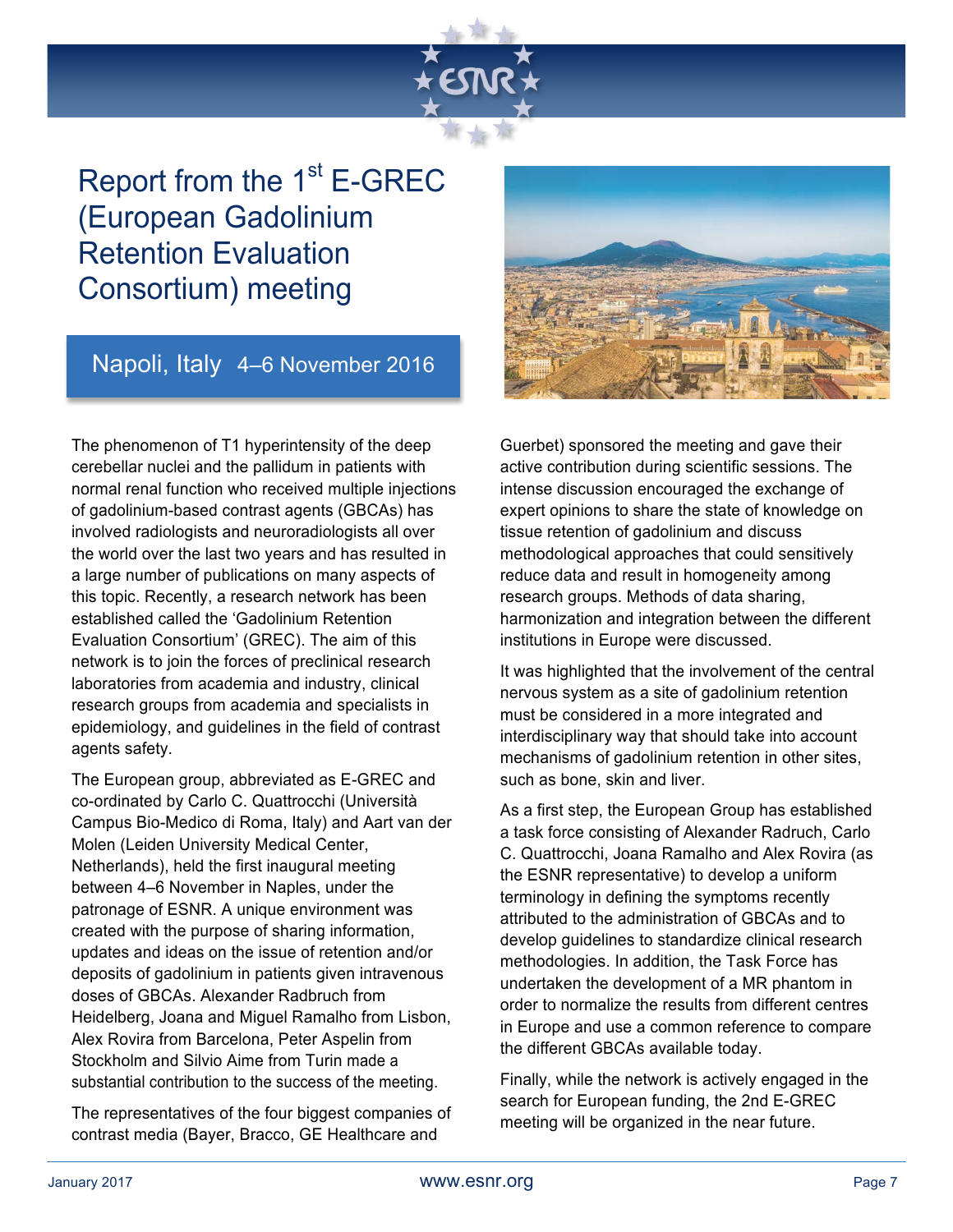# Report from the 1st E-GREC (European Gadolinium Retention Evaluation Consortium) meeting

## Napoli, Italy 4–6 November 2016

The phenomenon of T1 hyperintensity of the deep cerebellar nuclei and the pallidum in patients with normal renal function who received multiple injections of gadolinium-based contrast agents (GBCAs) has involved radiologists and neuroradiologists all over the world over the last two years and has resulted in a large number of publications on many aspects of this topic. Recently, a research network has been established called the 'Gadolinium Retention Evaluation Consortium' (GREC). The aim of this network is to join the forces of preclinical research laboratories from academia and industry, clinical research groups from academia and specialists in epidemiology, and guidelines in the field of contrast agents safety.

The European group, abbreviated as E-GREC and co-ordinated by Carlo C. Quattrocchi (Università Campus Bio-Medico di Roma, Italy) and Aart van der Molen (Leiden University Medical Center, Netherlands), held the first inaugural meeting between 4–6 November in Naples, under the patronage of ESNR. A unique environment was created with the purpose of sharing information, updates and ideas on the issue of retention and/or deposits of gadolinium in patients given intravenous doses of GBCAs. Alexander Radbruch from Heidelberg, Joana and Miguel Ramalho from Lisbon, Alex Rovira from Barcelona, Peter Aspelin from Stockholm and Silvio Aime from Turin made a substantial contribution to the success of the meeting.

The representatives of the four biggest companies of contrast media (Bayer, Bracco, GE Healthcare and Guerbet) sponsored the meeting and gave their active contribution during scientific sessions. The intense discussion encouraged the exchange of expert opinions to share the state of knowledge on tissue retention of gadolinium and discuss methodological approaches that could sensitively reduce data and result in homogeneity among research groups. Methods of data sharing, harmonization and integration between the different institutions in Europe were discussed.

It was highlighted that the involvement of the central nervous system as a site of gadolinium retention must be considered in a more integrated and interdisciplinary way that should take into account mechanisms of gadolinium retention in other sites, such as bone, skin and liver.

As a first step, the European Group has established a task force consisting of Alexander Radruch, Carlo C. Quattrocchi, Joana Ramalho and Alex Rovira (as the ESNR representative) to develop a uniform terminology in defining the symptoms recently attributed to the administration of GBCAs and to develop guidelines to standardize clinical research methodologies. In addition, the Task Force has undertaken the development of a MR phantom in order to normalize the results from different centres in Europe and use a common reference to compare the different GBCAs available today.

Finally, while the network is actively engaged in the search for European funding, the 2nd E-GREC meeting will be organized in the near future.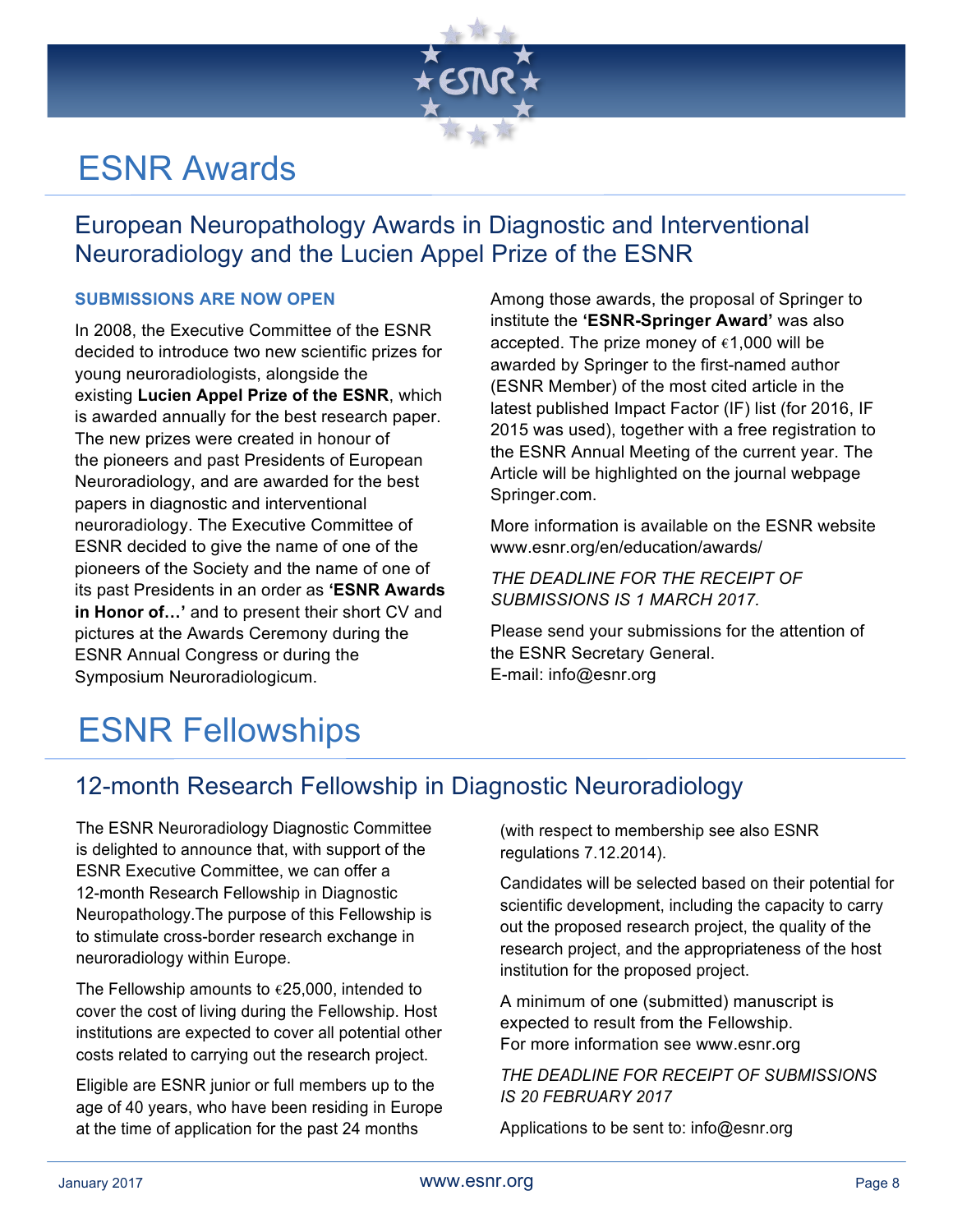# ESNR Awards

## European Neuropathology Awards in Diagnostic and Interventional Neuroradiology and the Lucien Appel Prize of the ESNR

**SUBMISSIONS ARE NOW OPEN**

In 2008, the Executive Committee of the ESNR decided to introduce two new scientific prizes for young neuroradiologists, alongside the existing **Lucien Appel Prize of the ESNR**, which is awarded annually for the best research paper. The new prizes were created in honour of the pioneers and past Presidents of European Neuroradiology, and are awarded for the best papers in diagnostic and interventional neuroradiology. The Executive Committee of ESNR decided to give the name of one of the pioneers of the Society and the name of one of its past Presidents in an order as **'ESNR Awards in Honor of…'** and to present their short CV and pictures at the Awards Ceremony during the ESNR Annual Congress or during the Symposium Neuroradiologicum.

Among those awards, the proposal of Springer to institute the **'ESNR-Springer Award'** was also accepted. The prize money of €1,000 will be awarded by Springer to the first-named author (ESNR Member) of the most cited article in the latest published Impact Factor (IF) list (for 2016, IF 2015 was used), together with a free registration to the ESNR Annual Meeting of the current year. The Article will be highlighted on the journal webpage Springer.com.

More information is available on the ESNR website www.esnr.org/en/education/awards/

*THE DEADLINE FOR THE RECEIPT OF SUBMISSIONS IS 1 MARCH 2017.*

Please send your submissions for the attention of the ESNR Secretary General.
E-mail: info@esnr.org

# ESNR Fellowships

## 12-month Research Fellowship in Diagnostic Neuroradiology

The ESNR Neuroradiology Diagnostic Committee is delighted to announce that, with support of the ESNR Executive Committee, we can offer a 12-month Research Fellowship in Diagnostic Neuropathology.The purpose of this Fellowship is to stimulate cross-border research exchange in neuroradiology within Europe.

The Fellowship amounts to €25,000, intended to cover the cost of living during the Fellowship. Host institutions are expected to cover all potential other costs related to carrying out the research project.

Eligible are ESNR junior or full members up to the age of 40 years, who have been residing in Europe at the time of application for the past 24 months (with respect to membership see also ESNR regulations 7.12.2014).

Candidates will be selected based on their potential for scientific development, including the capacity to carry out the proposed research project, the quality of the research project, and the appropriateness of the host institution for the proposed project.

A minimum of one (submitted) manuscript is expected to result from the Fellowship.
For more information see www.esnr.org

*THE DEADLINE FOR RECEIPT OF SUBMISSIONS IS 20 FEBRUARY 2017*

Applications to be sent to: info@esnr.org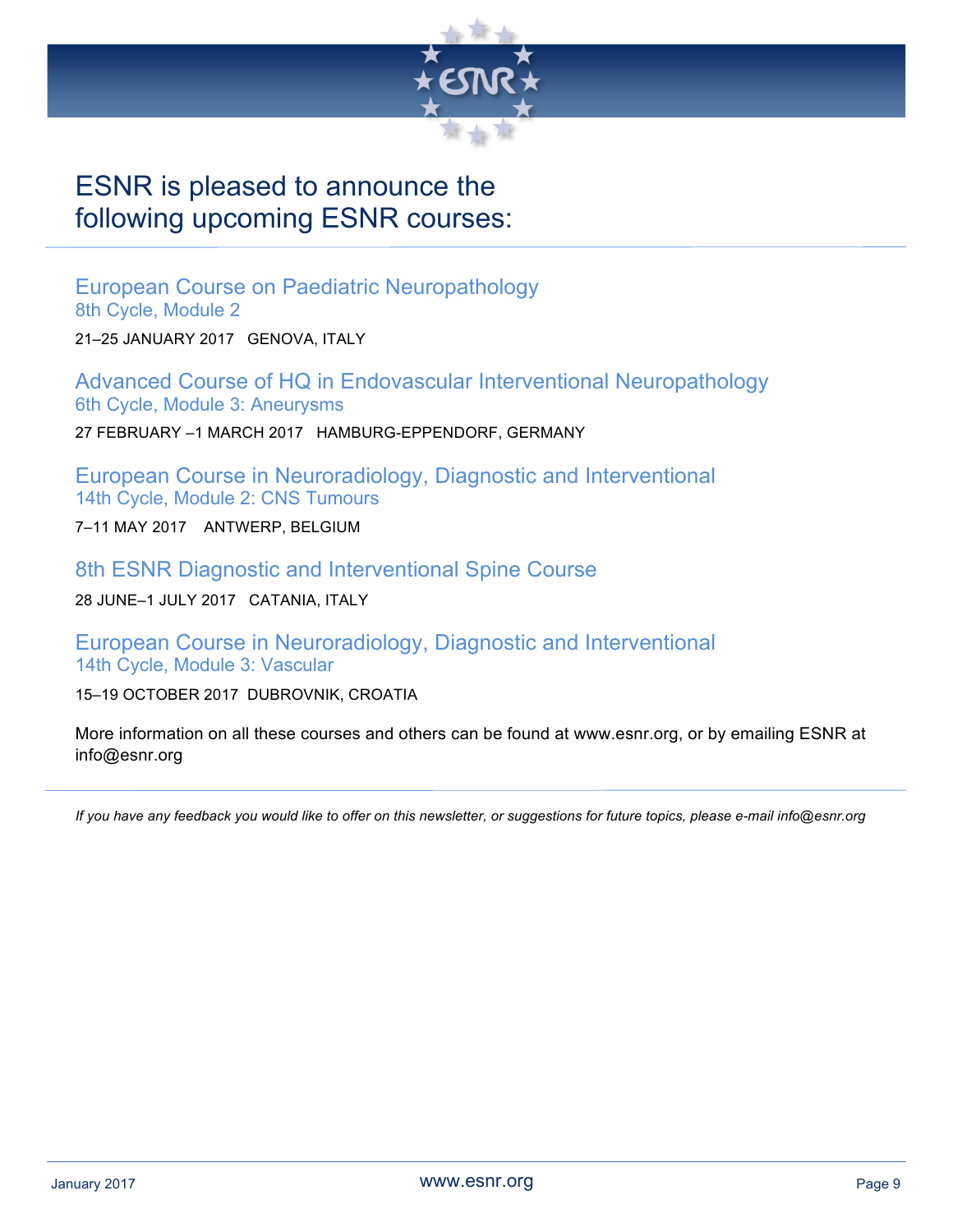# ESNR is pleased to announce the following upcoming ESNR courses:

## European Course on Paediatric Neuropathology

### 8th Cycle, Module 2

21–25 JANUARY 2017   GENOVA, ITALY

## Advanced Course of HQ in Endovascular Interventional Neuropathology

### 6th Cycle, Module 3: Aneurysms

27 FEBRUARY –1 MARCH 2017   HAMBURG-EPPENDORF, GERMANY

## European Course in Neuroradiology, Diagnostic and Interventional

### 14th Cycle, Module 2: CNS Tumours

7–11 MAY 2017   ANTWERP, BELGIUM

## 8th ESNR Diagnostic and Interventional Spine Course

28 JUNE–1 JULY 2017   CATANIA, ITALY

## European Course in Neuroradiology, Diagnostic and Interventional

### 14th Cycle, Module 3: Vascular

15–19 OCTOBER 2017  DUBROVNIK, CROATIA

More information on all these courses and others can be found at www.esnr.org, or by emailing ESNR at info@esnr.org

---

*If you have any feedback you would like to offer on this newsletter, or suggestions for future topics, please e-mail info@esnr.org*